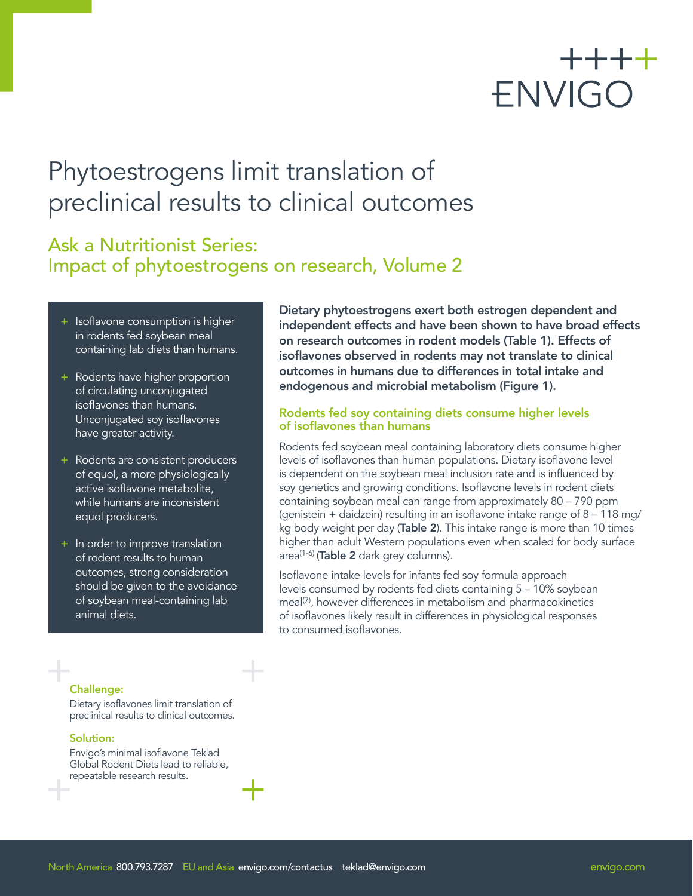ENVIGO

# Phytoestrogens limit translation of preclinical results to clinical outcomes

## Ask a Nutritionist Series: Impact of phytoestrogens on research, Volume 2

- Isoflavone consumption is higher in rodents fed soybean meal containing lab diets than humans.
- Rodents have higher proportion of circulating unconjugated isoflavones than humans. Unconjugated soy isoflavones have greater activity.
- Rodents are consistent producers of equol, a more physiologically active isoflavone metabolite, while humans are inconsistent equol producers.
- In order to improve translation of rodent results to human outcomes, strong consideration should be given to the avoidance of soybean meal-containing lab animal diets.

**Dietary phytoestrogens exert both estrogen dependent and independent effects and have been shown to have broad effects on research outcomes in rodent models (Table 1). Effects of isoflavones observed in rodents may not translate to clinical outcomes in humans due to differences in total intake and endogenous and microbial metabolism (Figure 1).**

### Rodents fed soy containing diets consume higher levels of isoflavones than humans

Rodents fed soybean meal containing laboratory diets consume higher levels of isoflavones than human populations. Dietary isoflavone level is dependent on the soybean meal inclusion rate and is influenced by soy genetics and growing conditions. Isoflavone levels in rodent diets containing soybean meal can range from approximately 80 – 790 ppm (genistein + daidzein) resulting in an isoflavone intake range of 8 – 118 mg/kg body weight per day (**Table 2**). This intake range is more than 10 times higher than adult Western populations even when scaled for body surface area[1-6] (**Table 2** dark grey columns).

Isoflavone intake levels for infants fed soy formula approach levels consumed by rodents fed diets containing 5 – 10% soybean meal[7], however differences in metabolism and pharmacokinetics of isoflavones likely result in differences in physiological responses to consumed isoflavones.

**Challenge:**

Dietary isoflavones limit translation of preclinical results to clinical outcomes.

**Solution:**

Envigo's minimal isoflavone Teklad Global Rodent Diets lead to reliable, repeatable research results.

North America 800.793.7287 EU and Asia envigo.com/contactus teklad@envigo.com envigo.com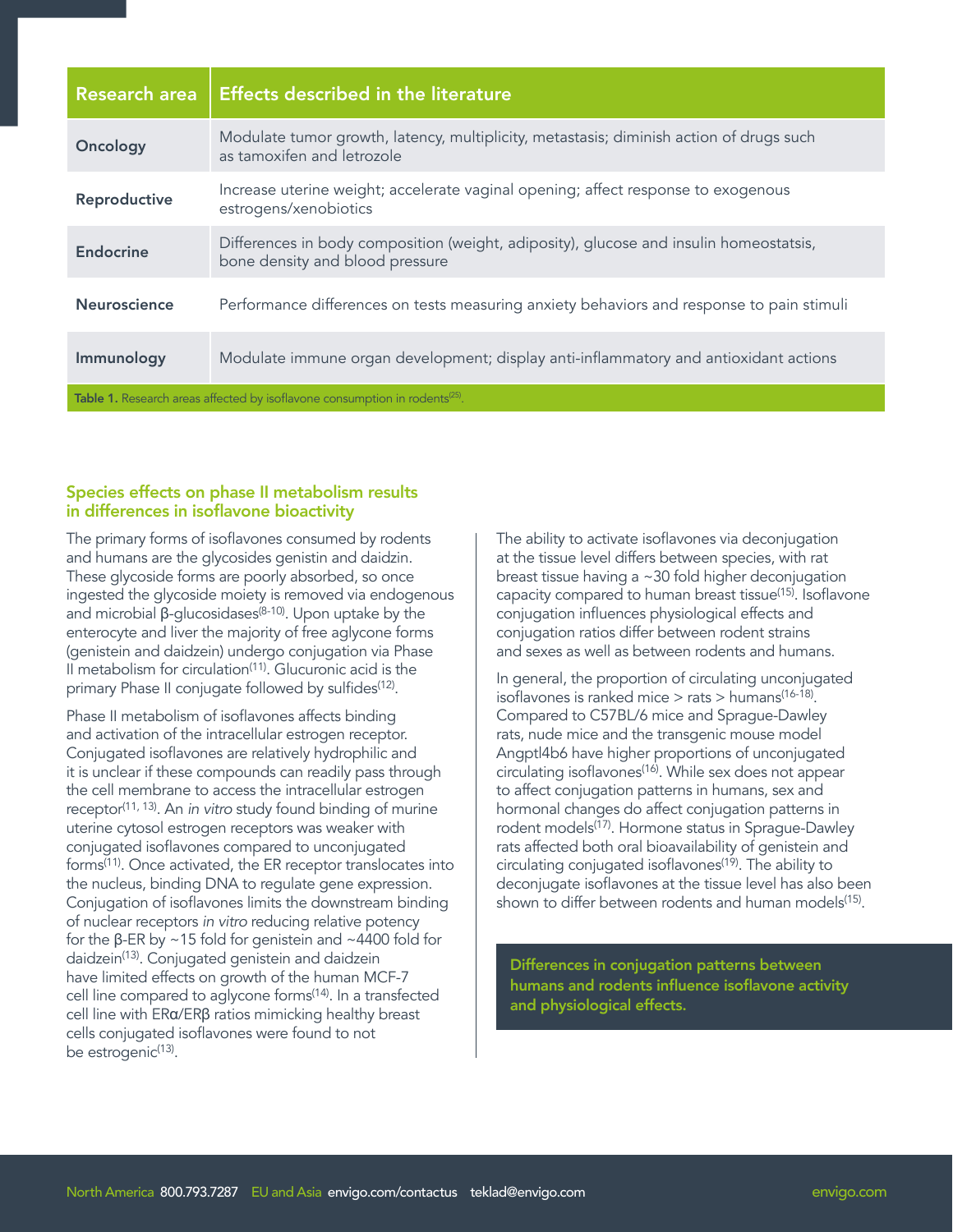| Research area | Effects described in the literature |
| --- | --- |
| Oncology | Modulate tumor growth, latency, multiplicity, metastasis; diminish action of drugs such as tamoxifen and letrozole |
| Reproductive | Increase uterine weight; accelerate vaginal opening; affect response to exogenous estrogens/xenobiotics |
| Endocrine | Differences in body composition (weight, adiposity), glucose and insulin homeostatsis, bone density and blood pressure |
| Neuroscience | Performance differences on tests measuring anxiety behaviors and response to pain stimuli |
| Immunology | Modulate immune organ development; display anti-inflammatory and antioxidant actions |

**Table 1.** Research areas affected by isoflavone consumption in rodents[25].

## Species effects on phase II metabolism results in differences in isoflavone bioactivity

The primary forms of isoflavones consumed by rodents and humans are the glycosides genistin and daidzin. These glycoside forms are poorly absorbed, so once ingested the glycoside moiety is removed via endogenous and microbial β-glucosidases[8-10]. Upon uptake by the enterocyte and liver the majority of free aglycone forms (genistein and daidzein) undergo conjugation via Phase II metabolism for circulation[11]. Glucuronic acid is the primary Phase II conjugate followed by sulfides[12].

Phase II metabolism of isoflavones affects binding and activation of the intracellular estrogen receptor. Conjugated isoflavones are relatively hydrophilic and it is unclear if these compounds can readily pass through the cell membrane to access the intracellular estrogen receptor[11, 13]. An *in vitro* study found binding of murine uterine cytosol estrogen receptors was weaker with conjugated isoflavones compared to unconjugated forms[11]. Once activated, the ER receptor translocates into the nucleus, binding DNA to regulate gene expression. Conjugation of isoflavones limits the downstream binding of nuclear receptors *in vitro* reducing relative potency for the β-ER by ~15 fold for genistein and ~4400 fold for daidzein[13]. Conjugated genistein and daidzein have limited effects on growth of the human MCF-7 cell line compared to aglycone forms[14]. In a transfected cell line with ERα/ERβ ratios mimicking healthy breast cells conjugated isoflavones were found to not be estrogenic[13].

The ability to activate isoflavones via deconjugation at the tissue level differs between species, with rat breast tissue having a ~30 fold higher deconjugation capacity compared to human breast tissue[15]. Isoflavone conjugation influences physiological effects and conjugation ratios differ between rodent strains and sexes as well as between rodents and humans.

In general, the proportion of circulating unconjugated isoflavones is ranked mice > rats > humans[16-18]. Compared to C57BL/6 mice and Sprague-Dawley rats, nude mice and the transgenic mouse model Angptl4b6 have higher proportions of unconjugated circulating isoflavones[16]. While sex does not appear to affect conjugation patterns in humans, sex and hormonal changes do affect conjugation patterns in rodent models[17]. Hormone status in Sprague-Dawley rats affected both oral bioavailability of genistein and circulating conjugated isoflavones[19]. The ability to deconjugate isoflavones at the tissue level has also been shown to differ between rodents and human models[15].

**Differences in conjugation patterns between humans and rodents influence isoflavone activity and physiological effects.**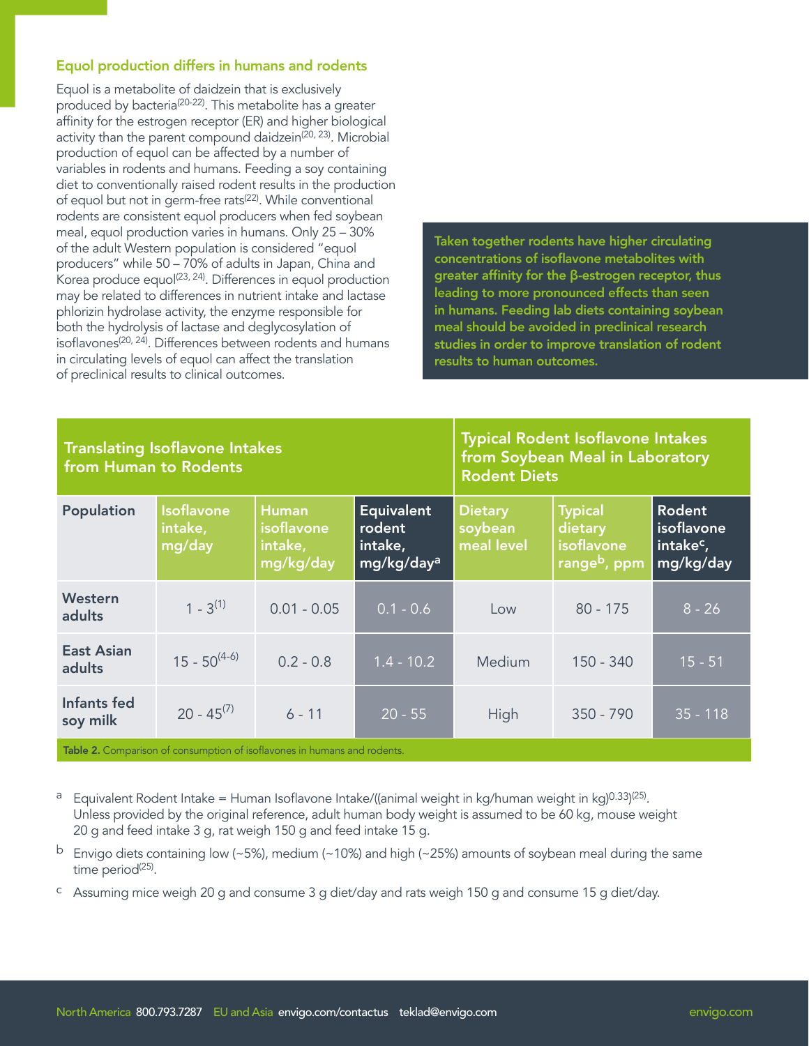## Equol production differs in humans and rodents

Equol is a metabolite of daidzein that is exclusively produced by bacteria[20-22]. This metabolite has a greater affinity for the estrogen receptor (ER) and higher biological activity than the parent compound daidzein[20, 23]. Microbial production of equol can be affected by a number of variables in rodents and humans. Feeding a soy containing diet to conventionally raised rodent results in the production of equol but not in germ-free rats[22]. While conventional rodents are consistent equol producers when fed soybean meal, equol production varies in humans. Only 25 – 30% of the adult Western population is considered "equol producers" while 50 – 70% of adults in Japan, China and Korea produce equol[23, 24]. Differences in equol production may be related to differences in nutrient intake and lactase phlorizin hydrolase activity, the enzyme responsible for both the hydrolysis of lactase and deglycosylation of isoflavones[20, 24]. Differences between rodents and humans in circulating levels of equol can affect the translation of preclinical results to clinical outcomes.

**Taken together rodents have higher circulating concentrations of isoflavone metabolites with greater affinity for the β-estrogen receptor, thus leading to more pronounced effects than seen in humans. Feeding lab diets containing soybean meal should be avoided in preclinical research studies in order to improve translation of rodent results to human outcomes.**

| Translating Isoflavone Intakes from Human to Rodents | | | | Typical Rodent Isoflavone Intakes from Soybean Meal in Laboratory Rodent Diets | | |
|---|---|---|---|---|---|---|
| Population | Isoflavone intake, mg/day | Human isoflavone intake, mg/kg/day | Equivalent rodent intake, mg/kg/day[a] | Dietary soybean meal level | Typical dietary isoflavone range[b], ppm | Rodent isoflavone intake[c], mg/kg/day |
| Western adults | 1 - 3[1] | 0.01 - 0.05 | 0.1 - 0.6 | Low | 80 - 175 | 8 - 26 |
| East Asian adults | 15 - 50[4-6] | 0.2 - 0.8 | 1.4 - 10.2 | Medium | 150 - 340 | 15 - 51 |
| Infants fed soy milk | 20 - 45[7] | 6 - 11 | 20 - 55 | High | 350 - 790 | 35 - 118 |

**Table 2.** Comparison of consumption of isoflavones in humans and rodents.

[a] Equivalent Rodent Intake = Human Isoflavone Intake/((animal weight in kg/human weight in kg)$^{0.33}$)[25]. Unless provided by the original reference, adult human body weight is assumed to be 60 kg, mouse weight 20 g and feed intake 3 g, rat weigh 150 g and feed intake 15 g.

[b] Envigo diets containing low (~5%), medium (~10%) and high (~25%) amounts of soybean meal during the same time period[25].

[c] Assuming mice weigh 20 g and consume 3 g diet/day and rats weigh 150 g and consume 15 g diet/day.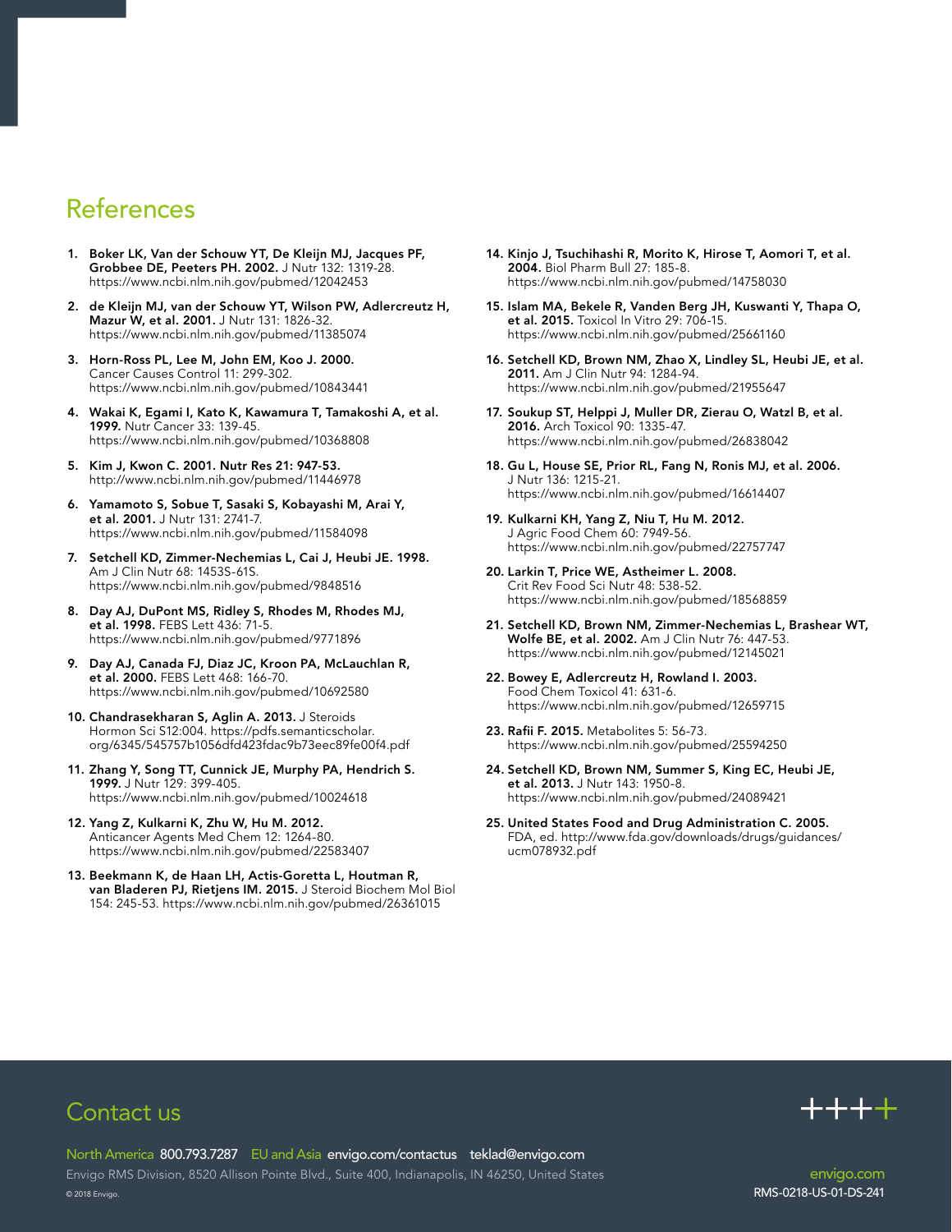## References

1. **Boker LK, Van der Schouw YT, De Kleijn MJ, Jacques PF, Grobbee DE, Peeters PH. 2002.** J Nutr 132: 1319-28. https://www.ncbi.nlm.nih.gov/pubmed/12042453

2. **de Kleijn MJ, van der Schouw YT, Wilson PW, Adlercreutz H, Mazur W, et al. 2001.** J Nutr 131: 1826-32. https://www.ncbi.nlm.nih.gov/pubmed/11385074

3. **Horn-Ross PL, Lee M, John EM, Koo J. 2000.** Cancer Causes Control 11: 299-302. https://www.ncbi.nlm.nih.gov/pubmed/10843441

4. **Wakai K, Egami I, Kato K, Kawamura T, Tamakoshi A, et al. 1999.** Nutr Cancer 33: 139-45. https://www.ncbi.nlm.nih.gov/pubmed/10368808

5. **Kim J, Kwon C. 2001. Nutr Res 21: 947-53.** http://www.ncbi.nlm.nih.gov/pubmed/11446978

6. **Yamamoto S, Sobue T, Sasaki S, Kobayashi M, Arai Y, et al. 2001.** J Nutr 131: 2741-7. https://www.ncbi.nlm.nih.gov/pubmed/11584098

7. **Setchell KD, Zimmer-Nechemias L, Cai J, Heubi JE. 1998.** Am J Clin Nutr 68: 1453S-61S. https://www.ncbi.nlm.nih.gov/pubmed/9848516

8. **Day AJ, DuPont MS, Ridley S, Rhodes M, Rhodes MJ, et al. 1998.** FEBS Lett 436: 71-5. https://www.ncbi.nlm.nih.gov/pubmed/9771896

9. **Day AJ, Canada FJ, Diaz JC, Kroon PA, McLauchlan R, et al. 2000.** FEBS Lett 468: 166-70. https://www.ncbi.nlm.nih.gov/pubmed/10692580

10. **Chandrasekharan S, Aglin A. 2013.** J Steroids Hormon Sci S12:004. https://pdfs.semanticscholar.org/6345/545757b1056dfd423fdac9b73eec89fe00f4.pdf

11. **Zhang Y, Song TT, Cunnick JE, Murphy PA, Hendrich S. 1999.** J Nutr 129: 399-405. https://www.ncbi.nlm.nih.gov/pubmed/10024618

12. **Yang Z, Kulkarni K, Zhu W, Hu M. 2012.** Anticancer Agents Med Chem 12: 1264-80. https://www.ncbi.nlm.nih.gov/pubmed/22583407

13. **Beekmann K, de Haan LH, Actis-Goretta L, Houtman R, van Bladeren PJ, Rietjens IM. 2015.** J Steroid Biochem Mol Biol 154: 245-53. https://www.ncbi.nlm.nih.gov/pubmed/26361015

14. **Kinjo J, Tsuchihashi R, Morito K, Hirose T, Aomori T, et al. 2004.** Biol Pharm Bull 27: 185-8. https://www.ncbi.nlm.nih.gov/pubmed/14758030

15. **Islam MA, Bekele R, Vanden Berg JH, Kuswanti Y, Thapa O, et al. 2015.** Toxicol In Vitro 29: 706-15. https://www.ncbi.nlm.nih.gov/pubmed/25661160

16. **Setchell KD, Brown NM, Zhao X, Lindley SL, Heubi JE, et al. 2011.** Am J Clin Nutr 94: 1284-94. https://www.ncbi.nlm.nih.gov/pubmed/21955647

17. **Soukup ST, Helppi J, Muller DR, Zierau O, Watzl B, et al. 2016.** Arch Toxicol 90: 1335-47. https://www.ncbi.nlm.nih.gov/pubmed/26838042

18. **Gu L, House SE, Prior RL, Fang N, Ronis MJ, et al. 2006.** J Nutr 136: 1215-21. https://www.ncbi.nlm.nih.gov/pubmed/16614407

19. **Kulkarni KH, Yang Z, Niu T, Hu M. 2012.** J Agric Food Chem 60: 7949-56. https://www.ncbi.nlm.nih.gov/pubmed/22757747

20. **Larkin T, Price WE, Astheimer L. 2008.** Crit Rev Food Sci Nutr 48: 538-52. https://www.ncbi.nlm.nih.gov/pubmed/18568859

21. **Setchell KD, Brown NM, Zimmer-Nechemias L, Brashear WT, Wolfe BE, et al. 2002.** Am J Clin Nutr 76: 447-53. https://www.ncbi.nlm.nih.gov/pubmed/12145021

22. **Bowey E, Adlercreutz H, Rowland I. 2003.** Food Chem Toxicol 41: 631-6. https://www.ncbi.nlm.nih.gov/pubmed/12659715

23. **Rafii F. 2015.** Metabolites 5: 56-73. https://www.ncbi.nlm.nih.gov/pubmed/25594250

24. **Setchell KD, Brown NM, Summer S, King EC, Heubi JE, et al. 2013.** J Nutr 143: 1950-8. https://www.ncbi.nlm.nih.gov/pubmed/24089421

25. **United States Food and Drug Administration C. 2005.** FDA, ed. http://www.fda.gov/downloads/drugs/guidances/ucm078932.pdf

## Contact us

North America 800.793.7287 EU and Asia envigo.com/contactus teklad@envigo.com

Envigo RMS Division, 8520 Allison Pointe Blvd., Suite 400, Indianapolis, IN 46250, United States

© 2018 Envigo.

envigo.com

RMS-0218-US-01-DS-241